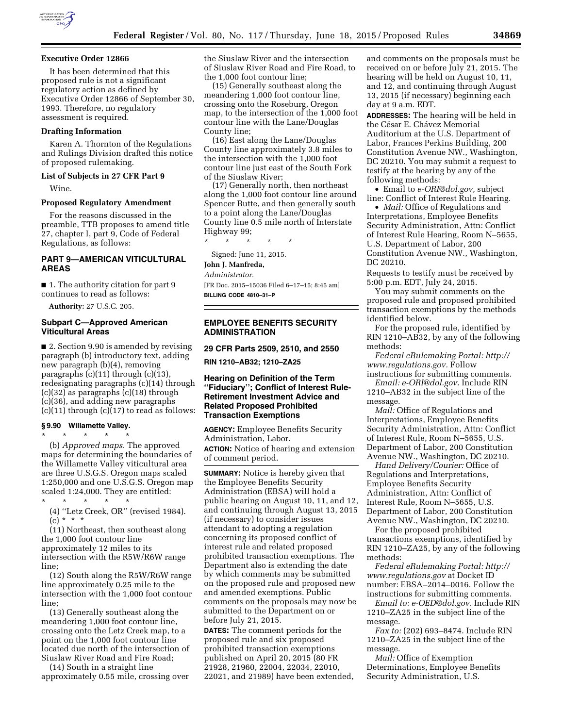### Executive Order 12866

It has been determined that this proposed rule is not a significant regulatory action as defined by Executive Order 12866 of September 30, 1993. Therefore, no regulatory assessment is required.

### Drafting Information

Karen A. Thornton of the Regulations and Rulings Division drafted this notice of proposed rulemaking.

### List of Subjects in 27 CFR Part 9

Wine.

### Proposed Regulatory Amendment

For the reasons discussed in the preamble, TTB proposes to amend title 27, chapter I, part 9, Code of Federal Regulations, as follows:

## PART 9—AMERICAN VITICULTURAL AREAS

■ 1. The authority citation for part 9 continues to read as follows:

**Authority:** 27 U.S.C. 205.

### Subpart C—Approved American Viticultural Areas

■ 2. Section 9.90 is amended by revising paragraph (b) introductory text, adding new paragraph (b)(4), removing paragraphs (c)(11) through (c)(13), redesignating paragraphs (c)(14) through (c)(32) as paragraphs (c)(18) through (c)(36), and adding new paragraphs (c)(11) through (c)(17) to read as follows:

#### § 9.90 Willamette Valley.

\* \* \* \* \*

(b) *Approved maps.* The approved maps for determining the boundaries of the Willamette Valley viticultural area are three U.S.G.S. Oregon maps scaled 1:250,000 and one U.S.G.S. Oregon map scaled 1:24,000. They are entitled:

\* \* \* \* \*

(4) ''Letz Creek, OR'' (revised 1984).

(c) \* \* \*

(11) Northeast, then southeast along the 1,000 foot contour line approximately 12 miles to its intersection with the R5W/R6W range line;

(12) South along the R5W/R6W range line approximately 0.25 mile to the intersection with the 1,000 foot contour line;

(13) Generally southeast along the meandering 1,000 foot contour line, crossing onto the Letz Creek map, to a point on the 1,000 foot contour line located due north of the intersection of Siuslaw River Road and Fire Road;

(14) South in a straight line approximately 0.55 mile, crossing over the Siuslaw River and the intersection of Siuslaw River Road and Fire Road, to the 1,000 foot contour line;

(15) Generally southeast along the meandering 1,000 foot contour line, crossing onto the Roseburg, Oregon map, to the intersection of the 1,000 foot contour line with the Lane/Douglas County line;

(16) East along the Lane/Douglas County line approximately 3.8 miles to the intersection with the 1,000 foot contour line just east of the South Fork of the Siuslaw River;

(17) Generally north, then northeast along the 1,000 foot contour line around Spencer Butte, and then generally south to a point along the Lane/Douglas County line 0.5 mile north of Interstate Highway 99;

\* \* \* \* \*

Signed: June 11, 2015.

**John J. Manfreda,**

*Administrator.*

[FR Doc. 2015–15036 Filed 6–17–15; 8:45 am]

**BILLING CODE 4810–31–P**

---

## EMPLOYEE BENEFITS SECURITY ADMINISTRATION

### 29 CFR Parts 2509, 2510, and 2550

**RIN 1210–AB32; 1210–ZA25**

### Hearing on Definition of the Term ''Fiduciary''; Conflict of Interest Rule-Retirement Investment Advice and Related Proposed Prohibited Transaction Exemptions

**AGENCY:** Employee Benefits Security Administration, Labor.

**ACTION:** Notice of hearing and extension of comment period.

**SUMMARY:** Notice is hereby given that the Employee Benefits Security Administration (EBSA) will hold a public hearing on August 10, 11, and 12, and continuing through August 13, 2015 (if necessary) to consider issues attendant to adopting a regulation concerning its proposed conflict of interest rule and related proposed prohibited transaction exemptions. The Department also is extending the date by which comments may be submitted on the proposed rule and proposed new and amended exemptions. Public comments on the proposals may now be submitted to the Department on or before July 21, 2015.

**DATES:** The comment periods for the proposed rule and six proposed prohibited transaction exemptions published on April 20, 2015 (80 FR 21928, 21960, 22004, 22034, 22010, 22021, and 21989) have been extended, and comments on the proposals must be received on or before July 21, 2015. The hearing will be held on August 10, 11, and 12, and continuing through August 13, 2015 (if necessary) beginning each day at 9 a.m. EDT.

**ADDRESSES:** The hearing will be held in the César E. Chávez Memorial Auditorium at the U.S. Department of Labor, Frances Perkins Building, 200 Constitution Avenue NW., Washington, DC 20210. You may submit a request to testify at the hearing by any of the following methods:

- Email to *e-ORI@dol.gov,* subject line: Conflict of Interest Rule Hearing.
- *Mail:* Office of Regulations and Interpretations, Employee Benefits Security Administration, Attn: Conflict of Interest Rule Hearing, Room N–5655, U.S. Department of Labor, 200 Constitution Avenue NW., Washington, DC 20210.

Requests to testify must be received by 5:00 p.m. EDT, July 24, 2015.

You may submit comments on the proposed rule and proposed prohibited transaction exemptions by the methods identified below.

For the proposed rule, identified by RIN 1210–AB32, by any of the following methods:

*Federal eRulemaking Portal: http://www.regulations.gov.* Follow instructions for submitting comments.

*Email: e-ORI@dol.gov.* Include RIN 1210–AB32 in the subject line of the message.

*Mail:* Office of Regulations and Interpretations, Employee Benefits Security Administration, Attn: Conflict of Interest Rule, Room N–5655, U.S. Department of Labor, 200 Constitution Avenue NW., Washington, DC 20210.

*Hand Delivery/Courier:* Office of Regulations and Interpretations, Employee Benefits Security Administration, Attn: Conflict of Interest Rule, Room N–5655, U.S. Department of Labor, 200 Constitution Avenue NW., Washington, DC 20210.

For the proposed prohibited transactions exemptions, identified by RIN 1210–ZA25, by any of the following methods:

*Federal eRulemaking Portal: http://www.regulations.gov* at Docket ID number: EBSA–2014–0016. Follow the instructions for submitting comments.

*Email to: e-OED@dol.gov.* Include RIN 1210–ZA25 in the subject line of the message.

*Fax to:* (202) 693–8474. Include RIN 1210–ZA25 in the subject line of the message.

*Mail:* Office of Exemption Determinations, Employee Benefits Security Administration, U.S.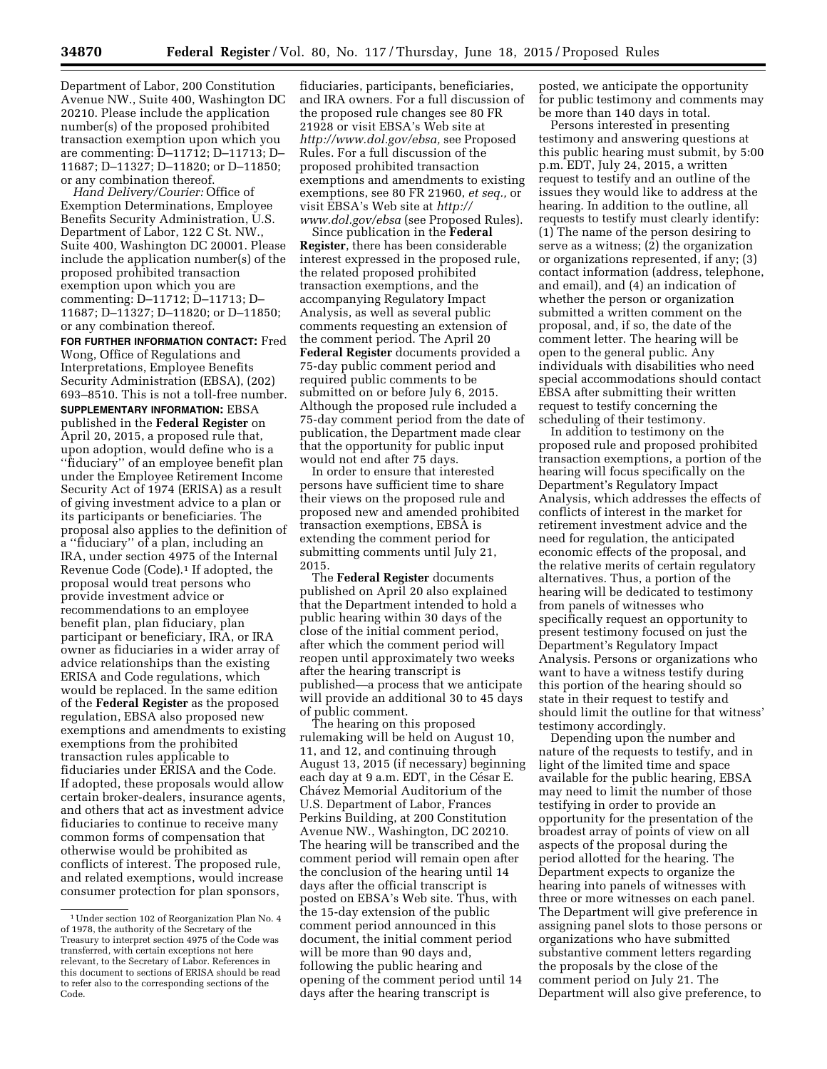Department of Labor, 200 Constitution Avenue NW., Suite 400, Washington DC 20210. Please include the application number(s) of the proposed prohibited transaction exemption upon which you are commenting: D–11712; D–11713; D–11687; D–11327; D–11820; or D–11850; or any combination thereof.

*Hand Delivery/Courier:* Office of Exemption Determinations, Employee Benefits Security Administration, U.S. Department of Labor, 122 C St. NW., Suite 400, Washington DC 20001. Please include the application number(s) of the proposed prohibited transaction exemption upon which you are commenting: D–11712; D–11713; D–11687; D–11327; D–11820; or D–11850; or any combination thereof.

**FOR FURTHER INFORMATION CONTACT:** Fred Wong, Office of Regulations and Interpretations, Employee Benefits Security Administration (EBSA), (202) 693–8510. This is not a toll-free number.

**SUPPLEMENTARY INFORMATION:** EBSA published in the **Federal Register** on April 20, 2015, a proposed rule that, upon adoption, would define who is a ''fiduciary'' of an employee benefit plan under the Employee Retirement Income Security Act of 1974 (ERISA) as a result of giving investment advice to a plan or its participants or beneficiaries. The proposal also applies to the definition of a ''fiduciary'' of a plan, including an IRA, under section 4975 of the Internal Revenue Code (Code).[1] If adopted, the proposal would treat persons who provide investment advice or recommendations to an employee benefit plan, plan fiduciary, plan participant or beneficiary, IRA, or IRA owner as fiduciaries in a wider array of advice relationships than the existing ERISA and Code regulations, which would be replaced. In the same edition of the **Federal Register** as the proposed regulation, EBSA also proposed new exemptions and amendments to existing exemptions from the prohibited transaction rules applicable to fiduciaries under ERISA and the Code. If adopted, these proposals would allow certain broker-dealers, insurance agents, and others that act as investment advice fiduciaries to continue to receive many common forms of compensation that otherwise would be prohibited as conflicts of interest. The proposed rule, and related exemptions, would increase consumer protection for plan sponsors, fiduciaries, participants, beneficiaries, and IRA owners. For a full discussion of the proposed rule changes see 80 FR 21928 or visit EBSA's Web site at *http://www.dol.gov/ebsa,* see Proposed Rules. For a full discussion of the proposed prohibited transaction exemptions and amendments to existing exemptions, see 80 FR 21960, *et seq.,* or visit EBSA's Web site at *http://www.dol.gov/ebsa* (see Proposed Rules).

Since publication in the **Federal Register**, there has been considerable interest expressed in the proposed rule, the related proposed prohibited transaction exemptions, and the accompanying Regulatory Impact Analysis, as well as several public comments requesting an extension of the comment period. The April 20 **Federal Register** documents provided a 75-day public comment period and required public comments to be submitted on or before July 6, 2015. Although the proposed rule included a 75-day comment period from the date of publication, the Department made clear that the opportunity for public input would not end after 75 days.

In order to ensure that interested persons have sufficient time to share their views on the proposed rule and proposed new and amended prohibited transaction exemptions, EBSA is extending the comment period for submitting comments until July 21, 2015.

The **Federal Register** documents published on April 20 also explained that the Department intended to hold a public hearing within 30 days of the close of the initial comment period, after which the comment period will reopen until approximately two weeks after the hearing transcript is published—a process that we anticipate will provide an additional 30 to 45 days of public comment.

The hearing on this proposed rulemaking will be held on August 10, 11, and 12, and continuing through August 13, 2015 (if necessary) beginning each day at 9 a.m. EDT, in the César E. Chávez Memorial Auditorium of the U.S. Department of Labor, Frances Perkins Building, at 200 Constitution Avenue NW., Washington, DC 20210. The hearing will be transcribed and the comment period will remain open after the conclusion of the hearing until 14 days after the official transcript is posted on EBSA's Web site. Thus, with the 15-day extension of the public comment period announced in this document, the initial comment period will be more than 90 days and, following the public hearing and opening of the comment period until 14 days after the hearing transcript is posted, we anticipate the opportunity for public testimony and comments may be more than 140 days in total.

Persons interested in presenting testimony and answering questions at this public hearing must submit, by 5:00 p.m. EDT, July 24, 2015, a written request to testify and an outline of the issues they would like to address at the hearing. In addition to the outline, all requests to testify must clearly identify: (1) The name of the person desiring to serve as a witness; (2) the organization or organizations represented, if any; (3) contact information (address, telephone, and email), and (4) an indication of whether the person or organization submitted a written comment on the proposal, and, if so, the date of the comment letter. The hearing will be open to the general public. Any individuals with disabilities who need special accommodations should contact EBSA after submitting their written request to testify concerning the scheduling of their testimony.

In addition to testimony on the proposed rule and proposed prohibited transaction exemptions, a portion of the hearing will focus specifically on the Department's Regulatory Impact Analysis, which addresses the effects of conflicts of interest in the market for retirement investment advice and the need for regulation, the anticipated economic effects of the proposal, and the relative merits of certain regulatory alternatives. Thus, a portion of the hearing will be dedicated to testimony from panels of witnesses who specifically request an opportunity to present testimony focused on just the Department's Regulatory Impact Analysis. Persons or organizations who want to have a witness testify during this portion of the hearing should so state in their request to testify and should limit the outline for that witness' testimony accordingly.

Depending upon the number and nature of the requests to testify, and in light of the limited time and space available for the public hearing, EBSA may need to limit the number of those testifying in order to provide an opportunity for the presentation of the broadest array of points of view on all aspects of the proposal during the period allotted for the hearing. The Department expects to organize the hearing into panels of witnesses with three or more witnesses on each panel. The Department will give preference in assigning panel slots to those persons or organizations who have submitted substantive comment letters regarding the proposals by the close of the comment period on July 21. The Department will also give preference, to

[1] Under section 102 of Reorganization Plan No. 4 of 1978, the authority of the Secretary of the Treasury to interpret section 4975 of the Code was transferred, with certain exceptions not here relevant, to the Secretary of Labor. References in this document to sections of ERISA should be read to refer also to the corresponding sections of the Code.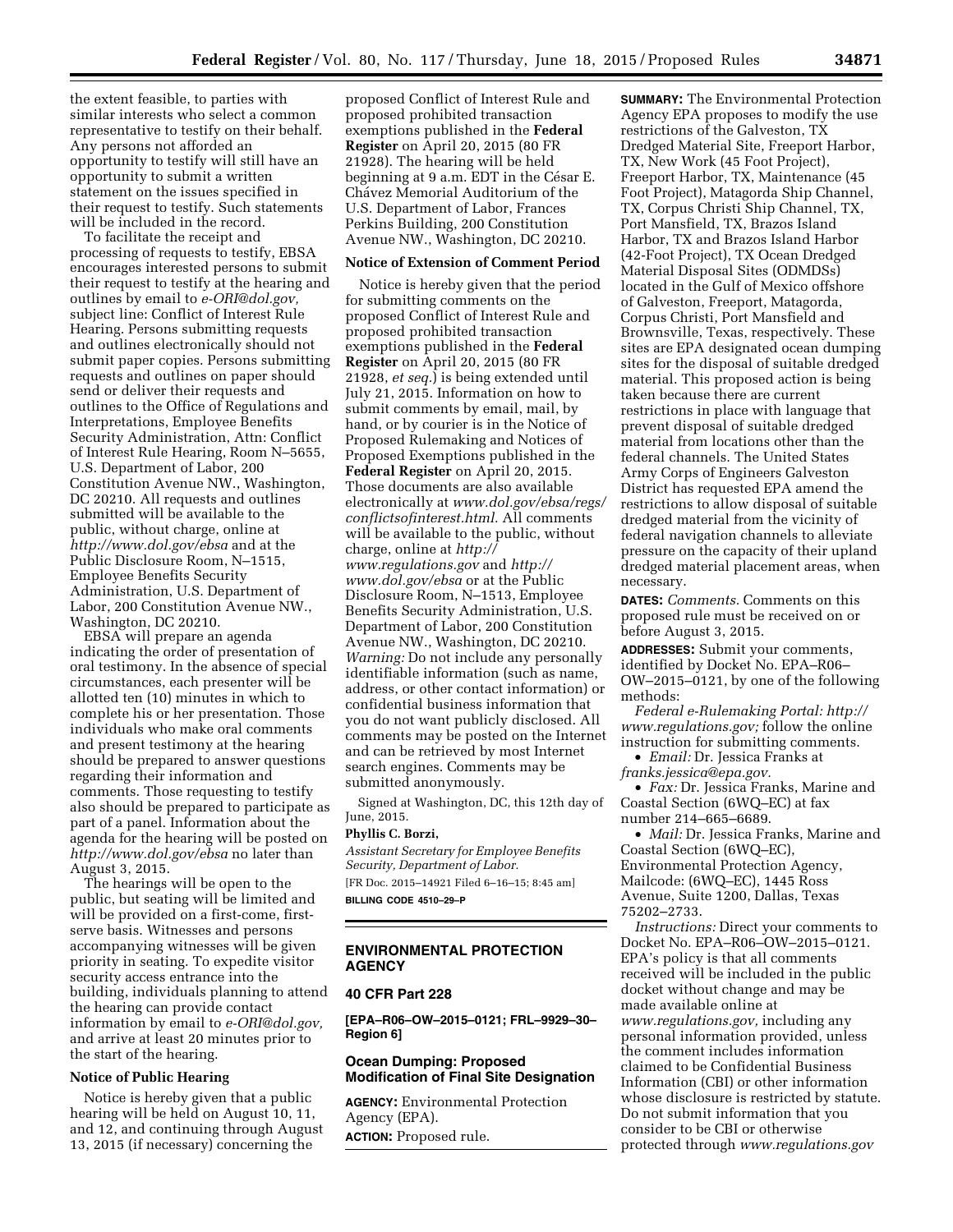the extent feasible, to parties with similar interests who select a common representative to testify on their behalf. Any persons not afforded an opportunity to testify will still have an opportunity to submit a written statement on the issues specified in their request to testify. Such statements will be included in the record.

To facilitate the receipt and processing of requests to testify, EBSA encourages interested persons to submit their request to testify at the hearing and outlines by email to *e-ORI@dol.gov,* subject line: Conflict of Interest Rule Hearing. Persons submitting requests and outlines electronically should not submit paper copies. Persons submitting requests and outlines on paper should send or deliver their requests and outlines to the Office of Regulations and Interpretations, Employee Benefits Security Administration, Attn: Conflict of Interest Rule Hearing, Room N–5655, U.S. Department of Labor, 200 Constitution Avenue NW., Washington, DC 20210. All requests and outlines submitted will be available to the public, without charge, online at *http://www.dol.gov/ebsa* and at the Public Disclosure Room, N–1515, Employee Benefits Security Administration, U.S. Department of Labor, 200 Constitution Avenue NW., Washington, DC 20210.

EBSA will prepare an agenda indicating the order of presentation of oral testimony. In the absence of special circumstances, each presenter will be allotted ten (10) minutes in which to complete his or her presentation. Those individuals who make oral comments and present testimony at the hearing should be prepared to answer questions regarding their information and comments. Those requesting to testify also should be prepared to participate as part of a panel. Information about the agenda for the hearing will be posted on *http://www.dol.gov/ebsa* no later than August 3, 2015.

The hearings will be open to the public, but seating will be limited and will be provided on a first-come, first-serve basis. Witnesses and persons accompanying witnesses will be given priority in seating. To expedite visitor security access entrance into the building, individuals planning to attend the hearing can provide contact information by email to *e-ORI@dol.gov,* and arrive at least 20 minutes prior to the start of the hearing.

**Notice of Public Hearing**

Notice is hereby given that a public hearing will be held on August 10, 11, and 12, and continuing through August 13, 2015 (if necessary) concerning the proposed Conflict of Interest Rule and proposed prohibited transaction exemptions published in the **Federal Register** on April 20, 2015 (80 FR 21928). The hearing will be held beginning at 9 a.m. EDT in the César E. Chávez Memorial Auditorium of the U.S. Department of Labor, Frances Perkins Building, 200 Constitution Avenue NW., Washington, DC 20210.

**Notice of Extension of Comment Period**

Notice is hereby given that the period for submitting comments on the proposed Conflict of Interest Rule and proposed prohibited transaction exemptions published in the **Federal Register** on April 20, 2015 (80 FR 21928, *et seq.*) is being extended until July 21, 2015. Information on how to submit comments by email, mail, by hand, or by courier is in the Notice of Proposed Rulemaking and Notices of Proposed Exemptions published in the **Federal Register** on April 20, 2015. Those documents are also available electronically at *www.dol.gov/ebsa/regs/conflictsofinterest.html.* All comments will be available to the public, without charge, online at *http://www.regulations.gov* and *http://www.dol.gov/ebsa* or at the Public Disclosure Room, N–1513, Employee Benefits Security Administration, U.S. Department of Labor, 200 Constitution Avenue NW., Washington, DC 20210. *Warning:* Do not include any personally identifiable information (such as name, address, or other contact information) or confidential business information that you do not want publicly disclosed. All comments may be posted on the Internet and can be retrieved by most Internet search engines. Comments may be submitted anonymously.

Signed at Washington, DC, this 12th day of June, 2015.

**Phyllis C. Borzi,**

*Assistant Secretary for Employee Benefits Security, Department of Labor.*

[FR Doc. 2015–14921 Filed 6–16–15; 8:45 am]

**BILLING CODE 4510–29–P**

## ENVIRONMENTAL PROTECTION AGENCY

### 40 CFR Part 228

**[EPA–R06–OW–2015–0121; FRL–9929–30–Region 6]**

### Ocean Dumping: Proposed Modification of Final Site Designation

**AGENCY:** Environmental Protection Agency (EPA).

**ACTION:** Proposed rule.

**SUMMARY:** The Environmental Protection Agency EPA proposes to modify the use restrictions of the Galveston, TX Dredged Material Site, Freeport Harbor, TX, New Work (45 Foot Project), Freeport Harbor, TX, Maintenance (45 Foot Project), Matagorda Ship Channel, TX, Corpus Christi Ship Channel, TX, Port Mansfield, TX, Brazos Island Harbor, TX and Brazos Island Harbor (42-Foot Project), TX Ocean Dredged Material Disposal Sites (ODMDSs) located in the Gulf of Mexico offshore of Galveston, Freeport, Matagorda, Corpus Christi, Port Mansfield and Brownsville, Texas, respectively. These sites are EPA designated ocean dumping sites for the disposal of suitable dredged material. This proposed action is being taken because there are current restrictions in place with language that prevent disposal of suitable dredged material from locations other than the federal channels. The United States Army Corps of Engineers Galveston District has requested EPA amend the restrictions to allow disposal of suitable dredged material from the vicinity of federal navigation channels to alleviate pressure on the capacity of their upland dredged material placement areas, when necessary.

**DATES:** *Comments.* Comments on this proposed rule must be received on or before August 3, 2015.

**ADDRESSES:** Submit your comments, identified by Docket No. EPA–R06–OW–2015–0121, by one of the following methods:

*Federal e-Rulemaking Portal: http://www.regulations.gov;* follow the online instruction for submitting comments.

- *Email:* Dr. Jessica Franks at *franks.jessica@epa.gov.*
- *Fax:* Dr. Jessica Franks, Marine and Coastal Section (6WQ–EC) at fax number 214–665–6689.
- *Mail:* Dr. Jessica Franks, Marine and Coastal Section (6WQ–EC), Environmental Protection Agency, Mailcode: (6WQ–EC), 1445 Ross Avenue, Suite 1200, Dallas, Texas 75202–2733.

*Instructions:* Direct your comments to Docket No. EPA–R06–OW–2015–0121. EPA's policy is that all comments received will be included in the public docket without change and may be made available online at *www.regulations.gov,* including any personal information provided, unless the comment includes information claimed to be Confidential Business Information (CBI) or other information whose disclosure is restricted by statute. Do not submit information that you consider to be CBI or otherwise protected through *www.regulations.gov*